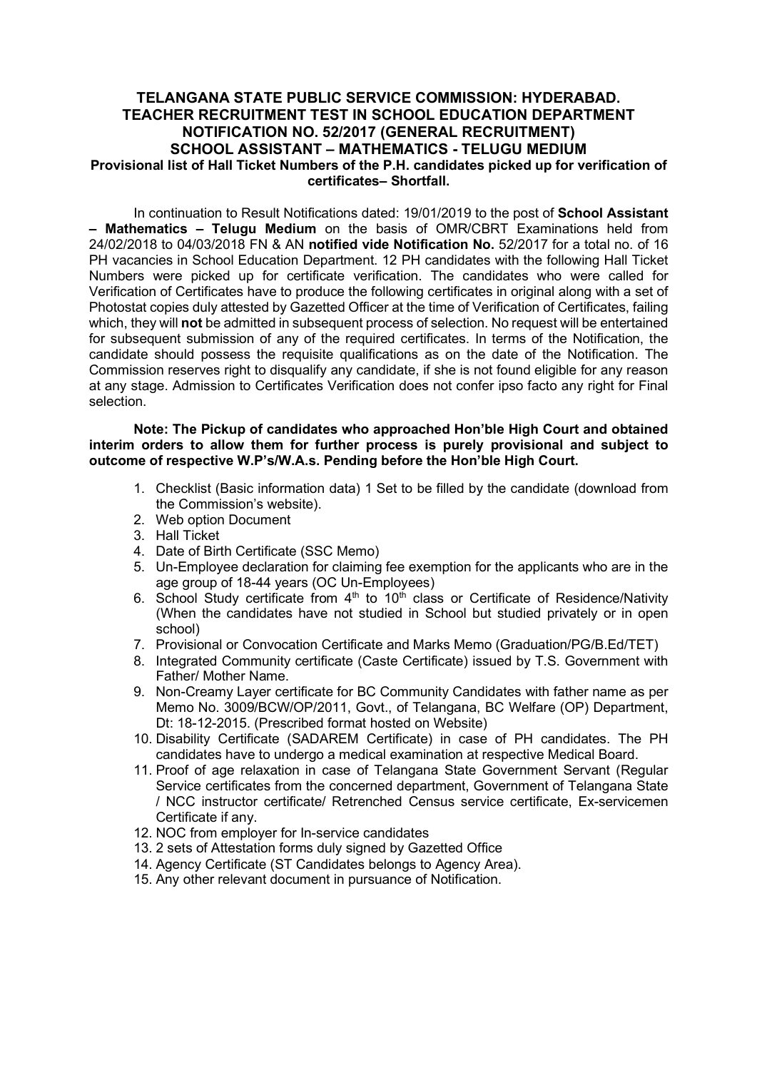# TELANGANA STATE PUBLIC SERVICE COMMISSION: HYDERABAD.
## TEACHER RECRUITMENT TEST IN SCHOOL EDUCATION DEPARTMENT
## NOTIFICATION NO. 52/2017 (GENERAL RECRUITMENT)
## SCHOOL ASSISTANT – MATHEMATICS - TELUGU MEDIUM

**Provisional list of Hall Ticket Numbers of the P.H. candidates picked up for verification of certificates– Shortfall.**

In continuation to Result Notifications dated: 19/01/2019 to the post of **School Assistant – Mathematics – Telugu Medium** on the basis of OMR/CBRT Examinations held from 24/02/2018 to 04/03/2018 FN & AN **notified vide Notification No.** 52/2017 for a total no. of 16 PH vacancies in School Education Department. 12 PH candidates with the following Hall Ticket Numbers were picked up for certificate verification. The candidates who were called for Verification of Certificates have to produce the following certificates in original along with a set of Photostat copies duly attested by Gazetted Officer at the time of Verification of Certificates, failing which, they will **not** be admitted in subsequent process of selection. No request will be entertained for subsequent submission of any of the required certificates. In terms of the Notification, the candidate should possess the requisite qualifications as on the date of the Notification. The Commission reserves right to disqualify any candidate, if she is not found eligible for any reason at any stage. Admission to Certificates Verification does not confer ipso facto any right for Final selection.

**Note: The Pickup of candidates who approached Hon'ble High Court and obtained interim orders to allow them for further process is purely provisional and subject to outcome of respective W.P's/W.A.s. Pending before the Hon'ble High Court.**

1. Checklist (Basic information data) 1 Set to be filled by the candidate (download from the Commission's website).
2. Web option Document
3. Hall Ticket
4. Date of Birth Certificate (SSC Memo)
5. Un-Employee declaration for claiming fee exemption for the applicants who are in the age group of 18-44 years (OC Un-Employees)
6. School Study certificate from 4th to 10th class or Certificate of Residence/Nativity (When the candidates have not studied in School but studied privately or in open school)
7. Provisional or Convocation Certificate and Marks Memo (Graduation/PG/B.Ed/TET)
8. Integrated Community certificate (Caste Certificate) issued by T.S. Government with Father/ Mother Name.
9. Non-Creamy Layer certificate for BC Community Candidates with father name as per Memo No. 3009/BCW/OP/2011, Govt., of Telangana, BC Welfare (OP) Department, Dt: 18-12-2015. (Prescribed format hosted on Website)
10. Disability Certificate (SADAREM Certificate) in case of PH candidates. The PH candidates have to undergo a medical examination at respective Medical Board.
11. Proof of age relaxation in case of Telangana State Government Servant (Regular Service certificates from the concerned department, Government of Telangana State / NCC instructor certificate/ Retrenched Census service certificate, Ex-servicemen Certificate if any.
12. NOC from employer for In-service candidates
13. 2 sets of Attestation forms duly signed by Gazetted Office
14. Agency Certificate (ST Candidates belongs to Agency Area).
15. Any other relevant document in pursuance of Notification.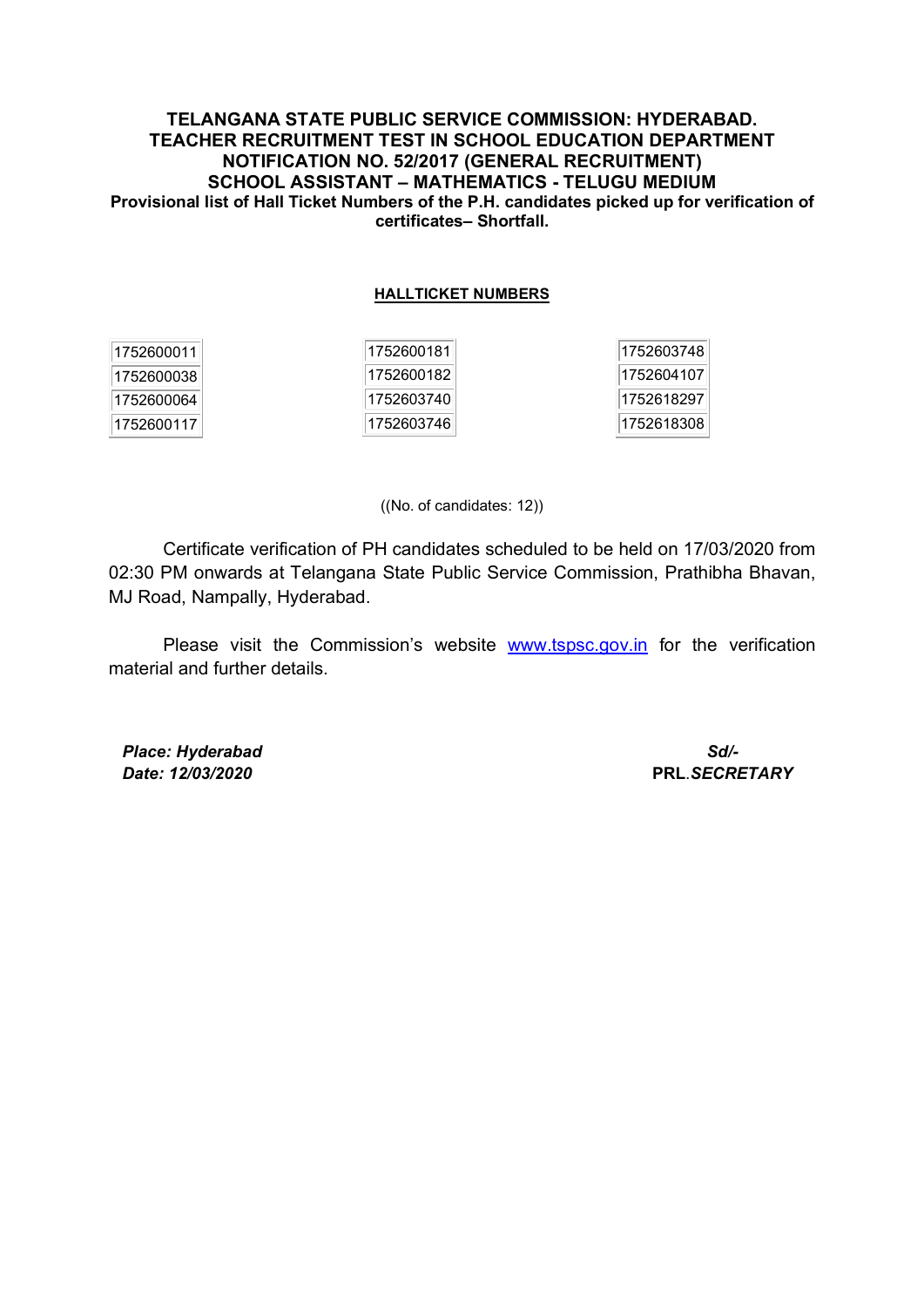**TELANGANA STATE PUBLIC SERVICE COMMISSION: HYDERABAD.**
**TEACHER RECRUITMENT TEST IN SCHOOL EDUCATION DEPARTMENT**
**NOTIFICATION NO. 52/2017 (GENERAL RECRUITMENT)**
**SCHOOL ASSISTANT – MATHEMATICS - TELUGU MEDIUM**
**Provisional list of Hall Ticket Numbers of the P.H. candidates picked up for verification of certificates– Shortfall.**

**HALLTICKET NUMBERS**

| | | |
|---|---|---|
| 1752600011 | 1752600181 | 1752603748 |
| 1752600038 | 1752600182 | 1752604107 |
| 1752600064 | 1752603740 | 1752618297 |
| 1752600117 | 1752603746 | 1752618308 |

((No. of candidates: 12))

Certificate verification of PH candidates scheduled to be held on 17/03/2020 from 02:30 PM onwards at Telangana State Public Service Commission, Prathibha Bhavan, MJ Road, Nampally, Hyderabad.

Please visit the Commission's website www.tspsc.gov.in for the verification material and further details.

***Place: Hyderabad***
***Date: 12/03/2020***

***Sd/-***
**PRL.*SECRETARY***